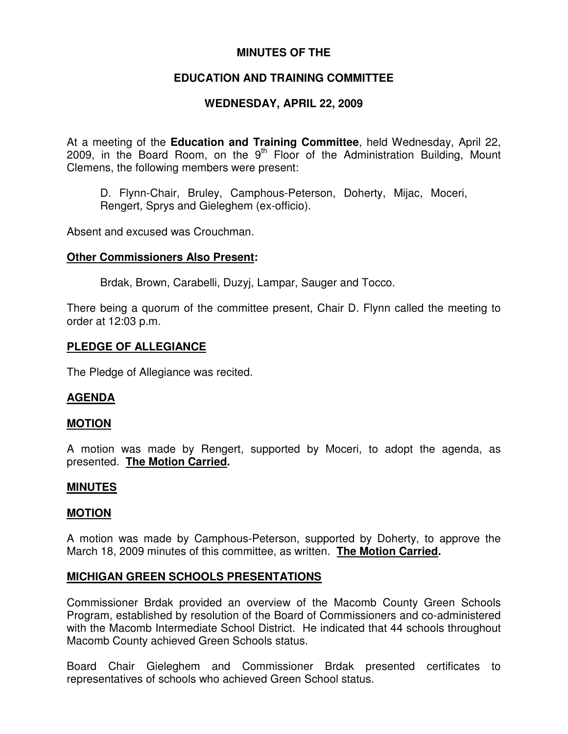**MINUTES OF THE**

**EDUCATION AND TRAINING COMMITTEE**

**WEDNESDAY, APRIL 22, 2009**

At a meeting of the **Education and Training Committee**, held Wednesday, April 22, 2009, in the Board Room, on the 9th Floor of the Administration Building, Mount Clemens, the following members were present:

> D. Flynn-Chair, Bruley, Camphous-Peterson, Doherty, Mijac, Moceri, Rengert, Sprys and Gieleghem (ex-officio).

Absent and excused was Crouchman.

**Other Commissioners Also Present:**

> Brdak, Brown, Carabelli, Duzyj, Lampar, Sauger and Tocco.

There being a quorum of the committee present, Chair D. Flynn called the meeting to order at 12:03 p.m.

**PLEDGE OF ALLEGIANCE**

The Pledge of Allegiance was recited.

**AGENDA**

**MOTION**

A motion was made by Rengert, supported by Moceri, to adopt the agenda, as presented. **The Motion Carried.**

**MINUTES**

**MOTION**

A motion was made by Camphous-Peterson, supported by Doherty, to approve the March 18, 2009 minutes of this committee, as written. **The Motion Carried.**

**MICHIGAN GREEN SCHOOLS PRESENTATIONS**

Commissioner Brdak provided an overview of the Macomb County Green Schools Program, established by resolution of the Board of Commissioners and co-administered with the Macomb Intermediate School District. He indicated that 44 schools throughout Macomb County achieved Green Schools status.

Board Chair Gieleghem and Commissioner Brdak presented certificates to representatives of schools who achieved Green School status.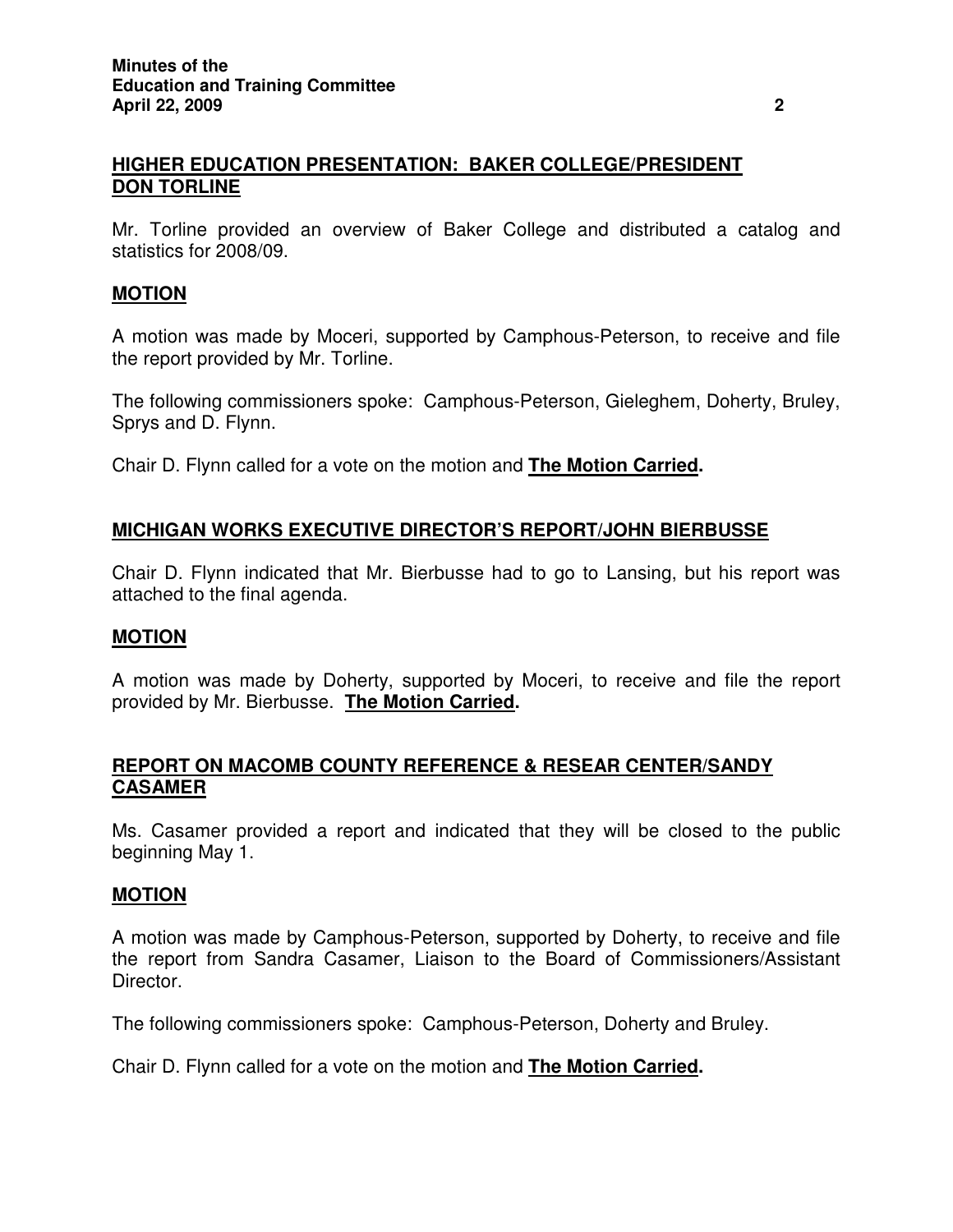## HIGHER EDUCATION PRESENTATION: BAKER COLLEGE/PRESIDENT DON TORLINE

Mr. Torline provided an overview of Baker College and distributed a catalog and statistics for 2008/09.

## MOTION

A motion was made by Moceri, supported by Camphous-Peterson, to receive and file the report provided by Mr. Torline.

The following commissioners spoke: Camphous-Peterson, Gieleghem, Doherty, Bruley, Sprys and D. Flynn.

Chair D. Flynn called for a vote on the motion and **The Motion Carried.**

## MICHIGAN WORKS EXECUTIVE DIRECTOR'S REPORT/JOHN BIERBUSSE

Chair D. Flynn indicated that Mr. Bierbusse had to go to Lansing, but his report was attached to the final agenda.

## MOTION

A motion was made by Doherty, supported by Moceri, to receive and file the report provided by Mr. Bierbusse. **The Motion Carried.**

## REPORT ON MACOMB COUNTY REFERENCE & RESEAR CENTER/SANDY CASAMER

Ms. Casamer provided a report and indicated that they will be closed to the public beginning May 1.

## MOTION

A motion was made by Camphous-Peterson, supported by Doherty, to receive and file the report from Sandra Casamer, Liaison to the Board of Commissioners/Assistant Director.

The following commissioners spoke: Camphous-Peterson, Doherty and Bruley.

Chair D. Flynn called for a vote on the motion and **The Motion Carried.**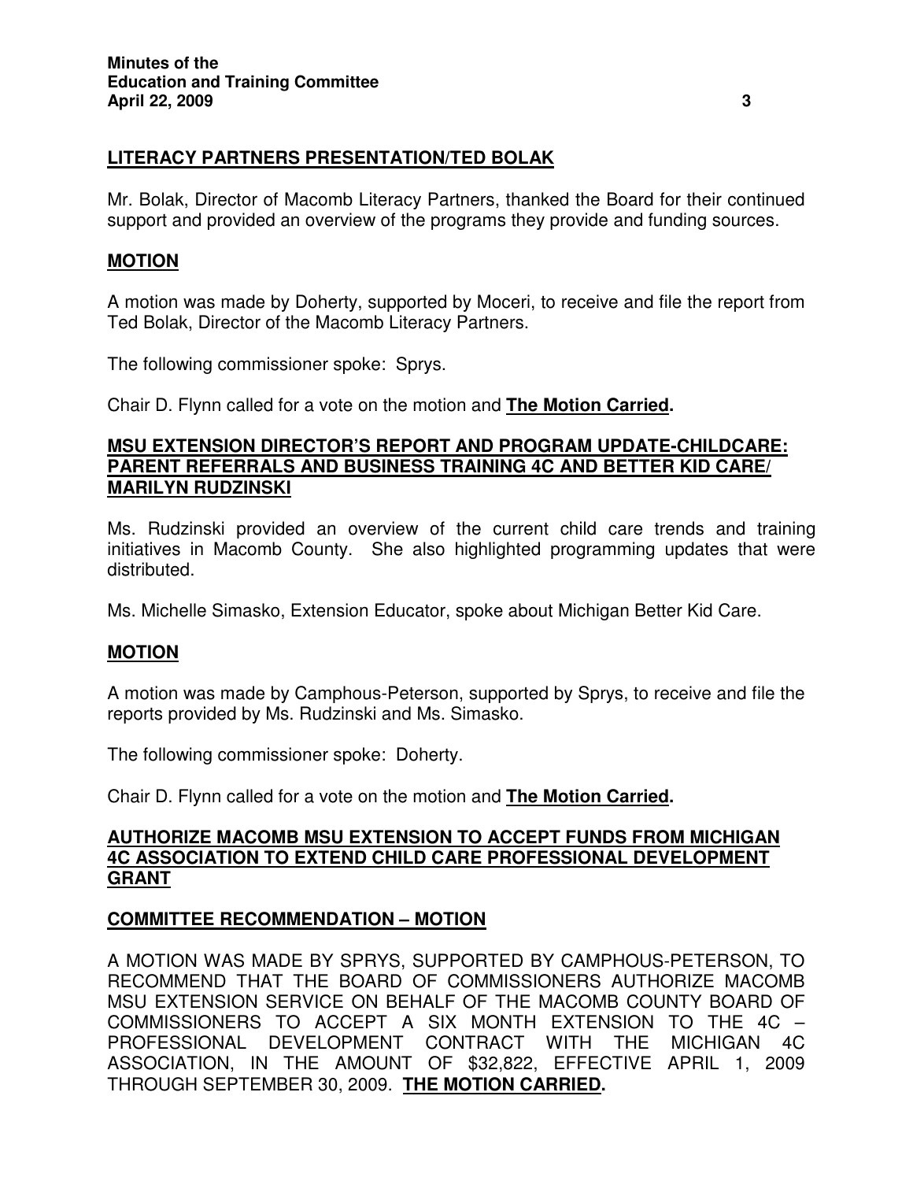## LITERACY PARTNERS PRESENTATION/TED BOLAK

Mr. Bolak, Director of Macomb Literacy Partners, thanked the Board for their continued support and provided an overview of the programs they provide and funding sources.

## MOTION

A motion was made by Doherty, supported by Moceri, to receive and file the report from Ted Bolak, Director of the Macomb Literacy Partners.

The following commissioner spoke: Sprys.

Chair D. Flynn called for a vote on the motion and **The Motion Carried.**

## MSU EXTENSION DIRECTOR'S REPORT AND PROGRAM UPDATE-CHILDCARE: PARENT REFERRALS AND BUSINESS TRAINING 4C AND BETTER KID CARE/ MARILYN RUDZINSKI

Ms. Rudzinski provided an overview of the current child care trends and training initiatives in Macomb County. She also highlighted programming updates that were distributed.

Ms. Michelle Simasko, Extension Educator, spoke about Michigan Better Kid Care.

## MOTION

A motion was made by Camphous-Peterson, supported by Sprys, to receive and file the reports provided by Ms. Rudzinski and Ms. Simasko.

The following commissioner spoke: Doherty.

Chair D. Flynn called for a vote on the motion and **The Motion Carried.**

## AUTHORIZE MACOMB MSU EXTENSION TO ACCEPT FUNDS FROM MICHIGAN 4C ASSOCIATION TO EXTEND CHILD CARE PROFESSIONAL DEVELOPMENT GRANT

## COMMITTEE RECOMMENDATION – MOTION

A MOTION WAS MADE BY SPRYS, SUPPORTED BY CAMPHOUS-PETERSON, TO RECOMMEND THAT THE BOARD OF COMMISSIONERS AUTHORIZE MACOMB MSU EXTENSION SERVICE ON BEHALF OF THE MACOMB COUNTY BOARD OF COMMISSIONERS TO ACCEPT A SIX MONTH EXTENSION TO THE 4C – PROFESSIONAL DEVELOPMENT CONTRACT WITH THE MICHIGAN 4C ASSOCIATION, IN THE AMOUNT OF $32,822, EFFECTIVE APRIL 1, 2009 THROUGH SEPTEMBER 30, 2009. **THE MOTION CARRIED.**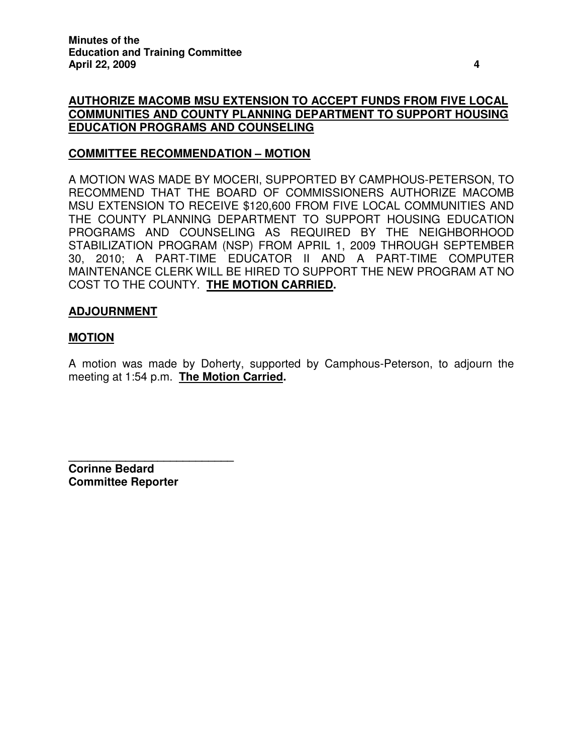## AUTHORIZE MACOMB MSU EXTENSION TO ACCEPT FUNDS FROM FIVE LOCAL COMMUNITIES AND COUNTY PLANNING DEPARTMENT TO SUPPORT HOUSING EDUCATION PROGRAMS AND COUNSELING

### COMMITTEE RECOMMENDATION – MOTION

A MOTION WAS MADE BY MOCERI, SUPPORTED BY CAMPHOUS-PETERSON, TO RECOMMEND THAT THE BOARD OF COMMISSIONERS AUTHORIZE MACOMB MSU EXTENSION TO RECEIVE $120,600 FROM FIVE LOCAL COMMUNITIES AND THE COUNTY PLANNING DEPARTMENT TO SUPPORT HOUSING EDUCATION PROGRAMS AND COUNSELING AS REQUIRED BY THE NEIGHBORHOOD STABILIZATION PROGRAM (NSP) FROM APRIL 1, 2009 THROUGH SEPTEMBER 30, 2010; A PART-TIME EDUCATOR II AND A PART-TIME COMPUTER MAINTENANCE CLERK WILL BE HIRED TO SUPPORT THE NEW PROGRAM AT NO COST TO THE COUNTY. **THE MOTION CARRIED.**

## ADJOURNMENT

### MOTION

A motion was made by Doherty, supported by Camphous-Peterson, to adjourn the meeting at 1:54 p.m. **The Motion Carried.**

___________________________

**Corinne Bedard**
**Committee Reporter**